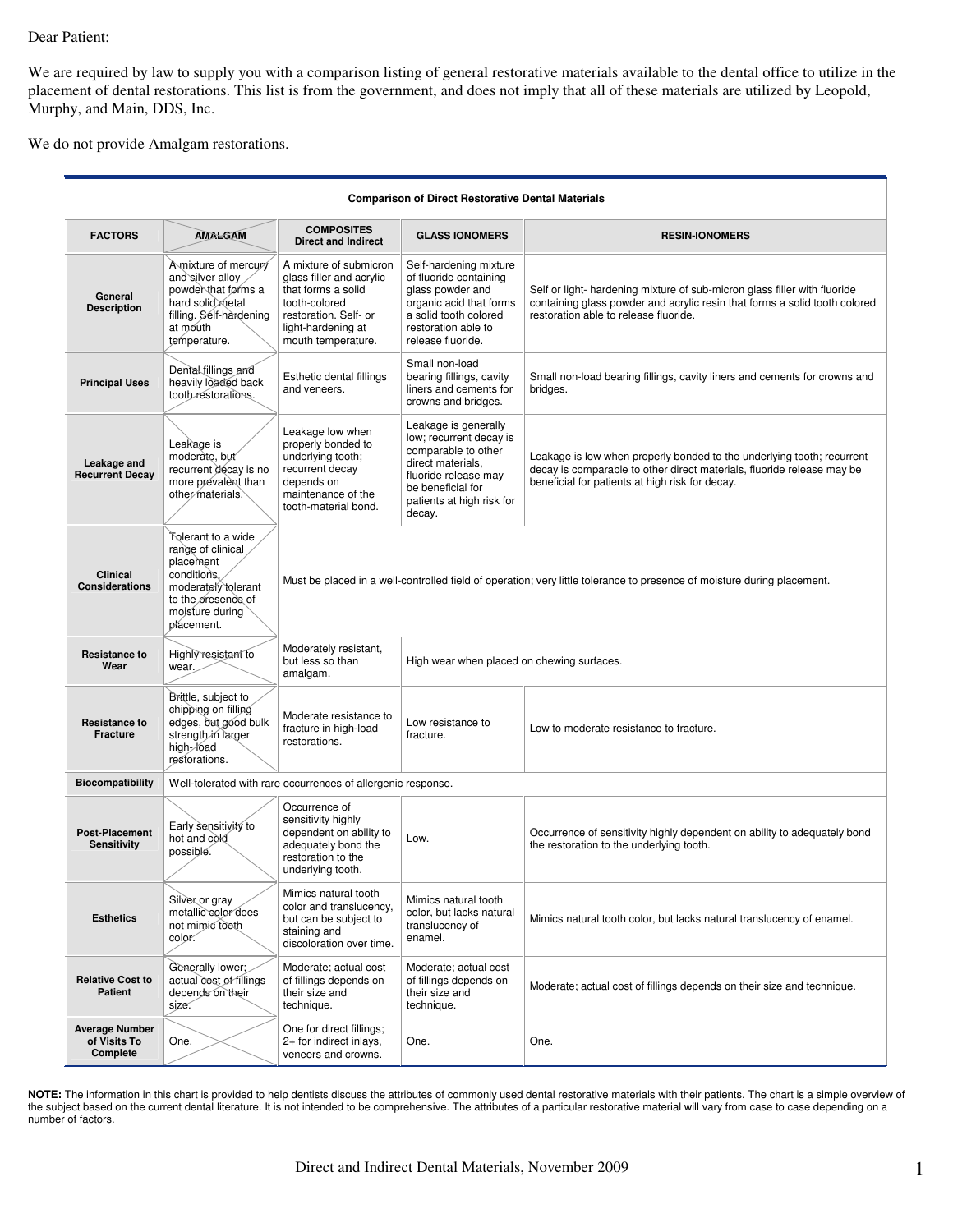Dear Patient:

We are required by law to supply you with a comparison listing of general restorative materials available to the dental office to utilize in the placement of dental restorations. This list is from the government, and does not imply that all of these materials are utilized by Leopold, Murphy, and Main, DDS, Inc.

We do not provide Amalgam restorations.

**Comparison of Direct Restorative Dental Materials**

| FACTORS | AMALGAM | COMPOSITES Direct and Indirect | GLASS IONOMERS | RESIN-IONOMERS |
|---|---|---|---|---|
| **General Description** | A mixture of mercury and silver alloy powder that forms a hard solid metal filling. Self-hardening at mouth temperature. | A mixture of submicron glass filler and acrylic that forms a solid tooth-colored restoration. Self- or light-hardening at mouth temperature. | Self-hardening mixture of fluoride containing glass powder and organic acid that forms a solid tooth colored restoration able to release fluoride. | Self or light- hardening mixture of sub-micron glass filler with fluoride containing glass powder and acrylic resin that forms a solid tooth colored restoration able to release fluoride. |
| **Principal Uses** | Dental fillings and heavily loaded back tooth restorations. | Esthetic dental fillings and veneers. | Small non-load bearing fillings, cavity liners and cements for crowns and bridges. | Small non-load bearing fillings, cavity liners and cements for crowns and bridges. |
| **Leakage and Recurrent Decay** | Leakage is moderate, but recurrent decay is no more prevalent than other materials. | Leakage low when properly bonded to underlying tooth; recurrent decay depends on maintenance of the tooth-material bond. | Leakage is generally low; recurrent decay is comparable to other direct materials, fluoride release may be beneficial for patients at high risk for decay. | Leakage is low when properly bonded to the underlying tooth; recurrent decay is comparable to other direct materials, fluoride release may be beneficial for patients at high risk for decay. |
| **Clinical Considerations** | Tolerant to a wide range of clinical placement conditions, moderately tolerant to the presence of moisture during placement. | Must be placed in a well-controlled field of operation; very little tolerance to presence of moisture during placement. | | |
| **Resistance to Wear** | Highly resistant to wear. | Moderately resistant, but less so than amalgam. | High wear when placed on chewing surfaces. | |
| **Resistance to Fracture** | Brittle, subject to chipping on filling edges, but good bulk strength in larger high- load restorations. | Moderate resistance to fracture in high-load restorations. | Low resistance to fracture. | Low to moderate resistance to fracture. |
| **Biocompatibility** | Well-tolerated with rare occurrences of allergenic response. | | | |
| **Post-Placement Sensitivity** | Early sensitivity to hot and cold possible. | Occurrence of sensitivity highly dependent on ability to adequately bond the restoration to the underlying tooth. | Low. | Occurrence of sensitivity highly dependent on ability to adequately bond the restoration to the underlying tooth. |
| **Esthetics** | Silver or gray metallic color does not mimic tooth color. | Mimics natural tooth color and translucency, but can be subject to staining and discoloration over time. | Mimics natural tooth color, but lacks natural translucency of enamel. | Mimics natural tooth color, but lacks natural translucency of enamel. |
| **Relative Cost to Patient** | Generally lower; actual cost of fillings depends on their size. | Moderate; actual cost of fillings depends on their size and technique. | Moderate; actual cost of fillings depends on their size and technique. | Moderate; actual cost of fillings depends on their size and technique. |
| **Average Number of Visits To Complete** | One. | One for direct fillings; 2+ for indirect inlays, veneers and crowns. | One. | One. |

**NOTE:** The information in this chart is provided to help dentists discuss the attributes of commonly used dental restorative materials with their patients. The chart is a simple overview of the subject based on the current dental literature. It is not intended to be comprehensive. The attributes of a particular restorative material will vary from case to case depending on a number of factors.

Direct and Indirect Dental Materials, November 2009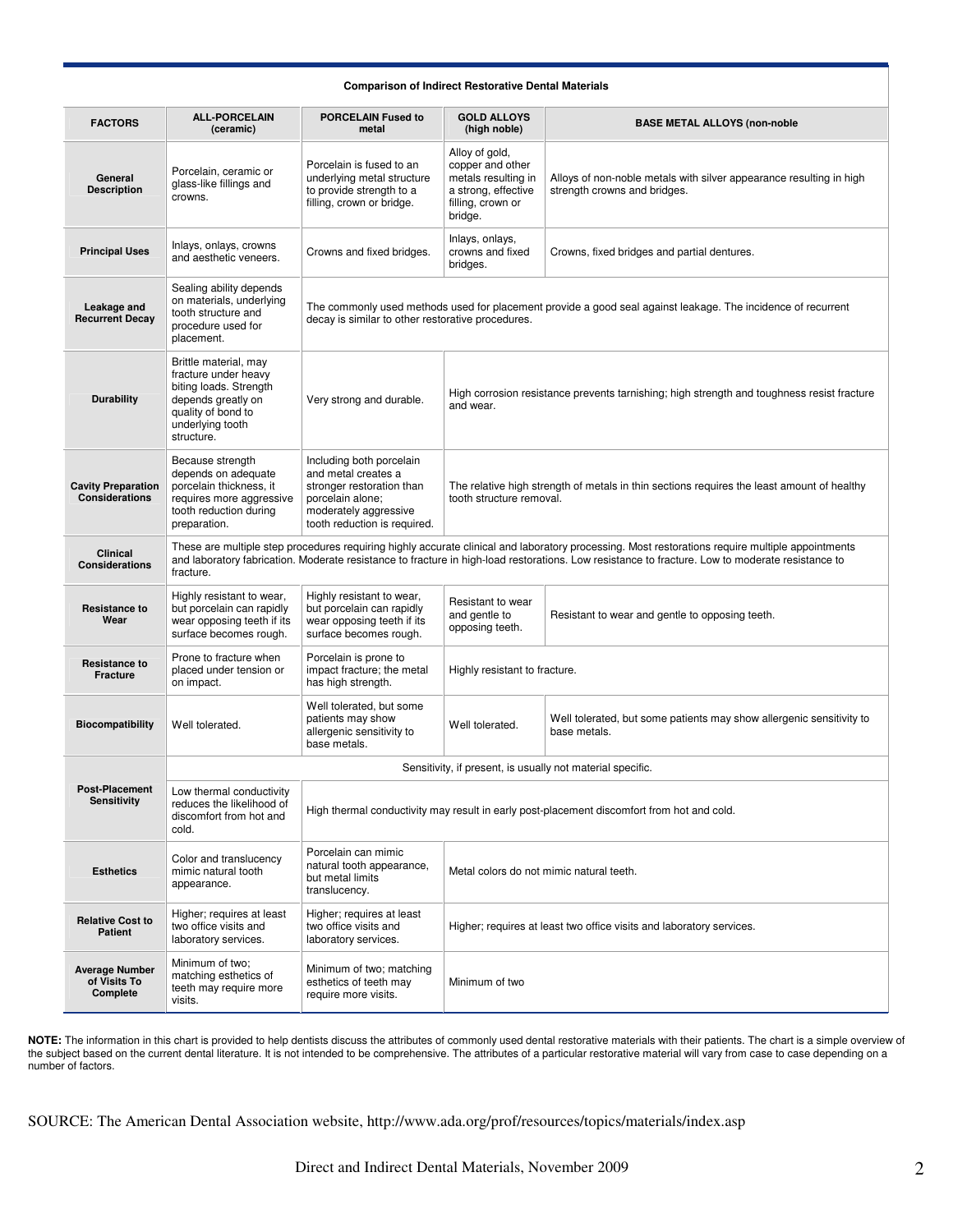**Comparison of Indirect Restorative Dental Materials**

| FACTORS | ALL-PORCELAIN (ceramic) | PORCELAIN Fused to metal | GOLD ALLOYS (high noble) | BASE METAL ALLOYS (non-noble |
|---|---|---|---|---|
| **General Description** | Porcelain, ceramic or glass-like fillings and crowns. | Porcelain is fused to an underlying metal structure to provide strength to a filling, crown or bridge. | Alloy of gold, copper and other metals resulting in a strong, effective filling, crown or bridge. | Alloys of non-noble metals with silver appearance resulting in high strength crowns and bridges. |
| **Principal Uses** | Inlays, onlays, crowns and aesthetic veneers. | Crowns and fixed bridges. | Inlays, onlays, crowns and fixed bridges. | Crowns, fixed bridges and partial dentures. |
| **Leakage and Recurrent Decay** | Sealing ability depends on materials, underlying tooth structure and procedure used for placement. | The commonly used methods used for placement provide a good seal against leakage. The incidence of recurrent decay is similar to other restorative procedures. | | |
| **Durability** | Brittle material, may fracture under heavy biting loads. Strength depends greatly on quality of bond to underlying tooth structure. | Very strong and durable. | High corrosion resistance prevents tarnishing; high strength and toughness resist fracture and wear. | |
| **Cavity Preparation Considerations** | Because strength depends on adequate porcelain thickness, it requires more aggressive tooth reduction during preparation. | Including both porcelain and metal creates a stronger restoration than porcelain alone; moderately aggressive tooth reduction is required. | The relative high strength of metals in thin sections requires the least amount of healthy tooth structure removal. | |
| **Clinical Considerations** | These are multiple step procedures requiring highly accurate clinical and laboratory processing. Most restorations require multiple appointments and laboratory fabrication. Moderate resistance to fracture in high-load restorations. Low resistance to fracture. Low to moderate resistance to fracture. | | | |
| **Resistance to Wear** | Highly resistant to wear, but porcelain can rapidly wear opposing teeth if its surface becomes rough. | Highly resistant to wear, but porcelain can rapidly wear opposing teeth if its surface becomes rough. | Resistant to wear and gentle to opposing teeth. | Resistant to wear and gentle to opposing teeth. |
| **Resistance to Fracture** | Prone to fracture when placed under tension or on impact. | Porcelain is prone to impact fracture; the metal has high strength. | Highly resistant to fracture. | |
| **Biocompatibility** | Well tolerated. | Well tolerated, but some patients may show allergenic sensitivity to base metals. | Well tolerated. | Well tolerated, but some patients may show allergenic sensitivity to base metals. |
| **Post-Placement Sensitivity** | Sensitivity, if present, is usually not material specific. | | | |
| | Low thermal conductivity reduces the likelihood of discomfort from hot and cold. | High thermal conductivity may result in early post-placement discomfort from hot and cold. | | |
| **Esthetics** | Color and translucency mimic natural tooth appearance. | Porcelain can mimic natural tooth appearance, but metal limits translucency. | Metal colors do not mimic natural teeth. | |
| **Relative Cost to Patient** | Higher; requires at least two office visits and laboratory services. | Higher; requires at least two office visits and laboratory services. | Higher; requires at least two office visits and laboratory services. | |
| **Average Number of Visits To Complete** | Minimum of two; matching esthetics of teeth may require more visits. | Minimum of two; matching esthetics of teeth may require more visits. | Minimum of two | |

**NOTE:** The information in this chart is provided to help dentists discuss the attributes of commonly used dental restorative materials with their patients. The chart is a simple overview of the subject based on the current dental literature. It is not intended to be comprehensive. The attributes of a particular restorative material will vary from case to case depending on a number of factors.

SOURCE: The American Dental Association website, http://www.ada.org/prof/resources/topics/materials/index.asp

Direct and Indirect Dental Materials, November 2009